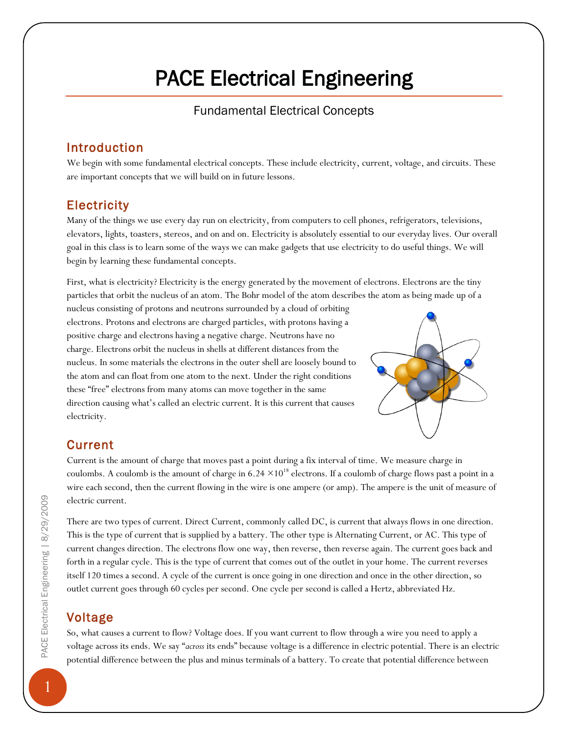# PACE Electrical Engineering

Fundamental Electrical Concepts

## Introduction

We begin with some fundamental electrical concepts. These include electricity, current, voltage, and circuits. These are important concepts that we will build on in future lessons.

## Electricity

Many of the things we use every day run on electricity, from computers to cell phones, refrigerators, televisions, elevators, lights, toasters, stereos, and on and on. Electricity is absolutely essential to our everyday lives. Our overall goal in this class is to learn some of the ways we can make gadgets that use electricity to do useful things. We will begin by learning these fundamental concepts.

First, what is electricity? Electricity is the energy generated by the movement of electrons. Electrons are the tiny particles that orbit the nucleus of an atom. The Bohr model of the atom describes the atom as being made up of a nucleus consisting of protons and neutrons surrounded by a cloud of orbiting electrons. Protons and electrons are charged particles, with protons having a positive charge and electrons having a negative charge. Neutrons have no charge. Electrons orbit the nucleus in shells at different distances from the nucleus. In some materials the electrons in the outer shell are loosely bound to the atom and can float from one atom to the next. Under the right conditions these "free" electrons from many atoms can move together in the same direction causing what's called an electric current. It is this current that causes electricity.

## Current

Current is the amount of charge that moves past a point during a fix interval of time. We measure charge in coulombs. A coulomb is the amount of charge in $6.24 \times 10^{18}$ electrons. If a coulomb of charge flows past a point in a wire each second, then the current flowing in the wire is one ampere (or amp). The ampere is the unit of measure of electric current.

There are two types of current. Direct Current, commonly called DC, is current that always flows in one direction. This is the type of current that is supplied by a battery. The other type is Alternating Current, or AC. This type of current changes direction. The electrons flow one way, then reverse, then reverse again. The current goes back and forth in a regular cycle. This is the type of current that comes out of the outlet in your home. The current reverses itself 120 times a second. A cycle of the current is once going in one direction and once in the other direction, so outlet current goes through 60 cycles per second. One cycle per second is called a Hertz, abbreviated Hz.

## Voltage

So, what causes a current to flow? Voltage does. If you want current to flow through a wire you need to apply a voltage across its ends. We say "*across* its ends" because voltage is a difference in electric potential. There is an electric potential difference between the plus and minus terminals of a battery. To create that potential difference between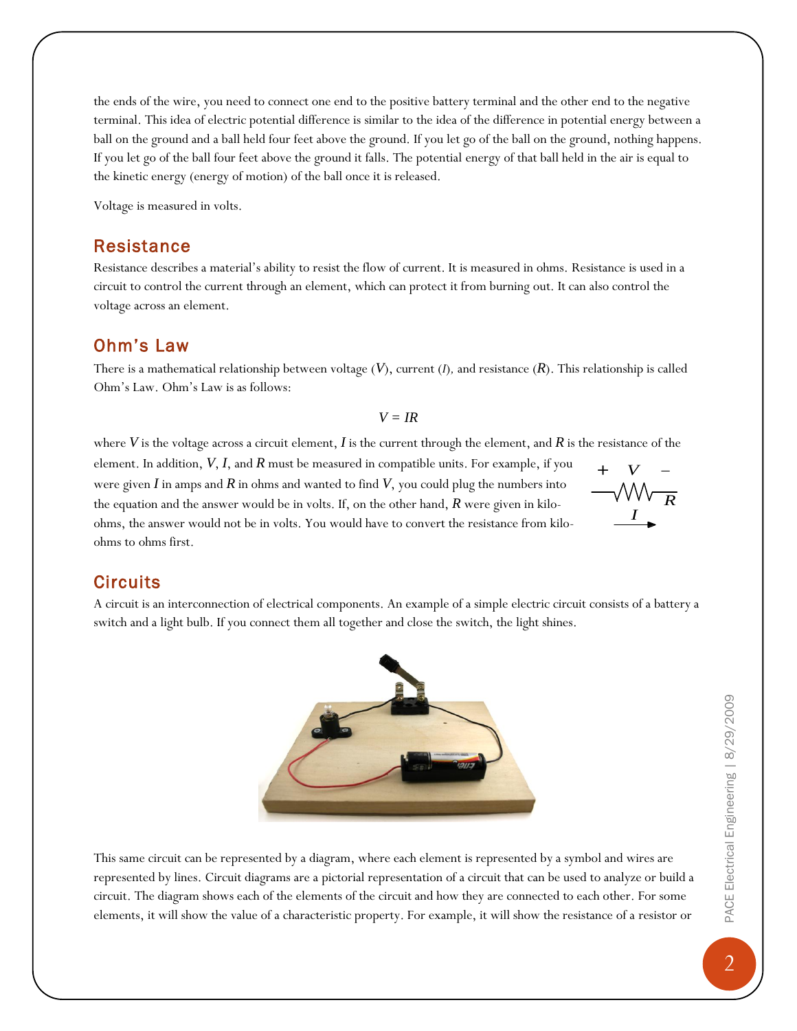the ends of the wire, you need to connect one end to the positive battery terminal and the other end to the negative terminal. This idea of electric potential difference is similar to the idea of the difference in potential energy between a ball on the ground and a ball held four feet above the ground. If you let go of the ball on the ground, nothing happens. If you let go of the ball four feet above the ground it falls. The potential energy of that ball held in the air is equal to the kinetic energy (energy of motion) of the ball once it is released.

Voltage is measured in volts.

## Resistance

Resistance describes a material's ability to resist the flow of current. It is measured in ohms. Resistance is used in a circuit to control the current through an element, which can protect it from burning out. It can also control the voltage across an element.

## Ohm's Law

There is a mathematical relationship between voltage ($V$), current ($I$), and resistance ($R$). This relationship is called Ohm's Law. Ohm's Law is as follows:

$$V = IR$$

where $V$ is the voltage across a circuit element, $I$ is the current through the element, and $R$ is the resistance of the element. In addition, $V$, $I$, and $R$ must be measured in compatible units. For example, if you were given $I$ in amps and $R$ in ohms and wanted to find $V$, you could plug the numbers into the equation and the answer would be in volts. If, on the other hand, $R$ were given in kilo-ohms, the answer would not be in volts. You would have to convert the resistance from kilo-ohms to ohms first.

## Circuits

A circuit is an interconnection of electrical components. An example of a simple electric circuit consists of a battery a switch and a light bulb. If you connect them all together and close the switch, the light shines.

This same circuit can be represented by a diagram, where each element is represented by a symbol and wires are represented by lines. Circuit diagrams are a pictorial representation of a circuit that can be used to analyze or build a circuit. The diagram shows each of the elements of the circuit and how they are connected to each other. For some elements, it will show the value of a characteristic property. For example, it will show the resistance of a resistor or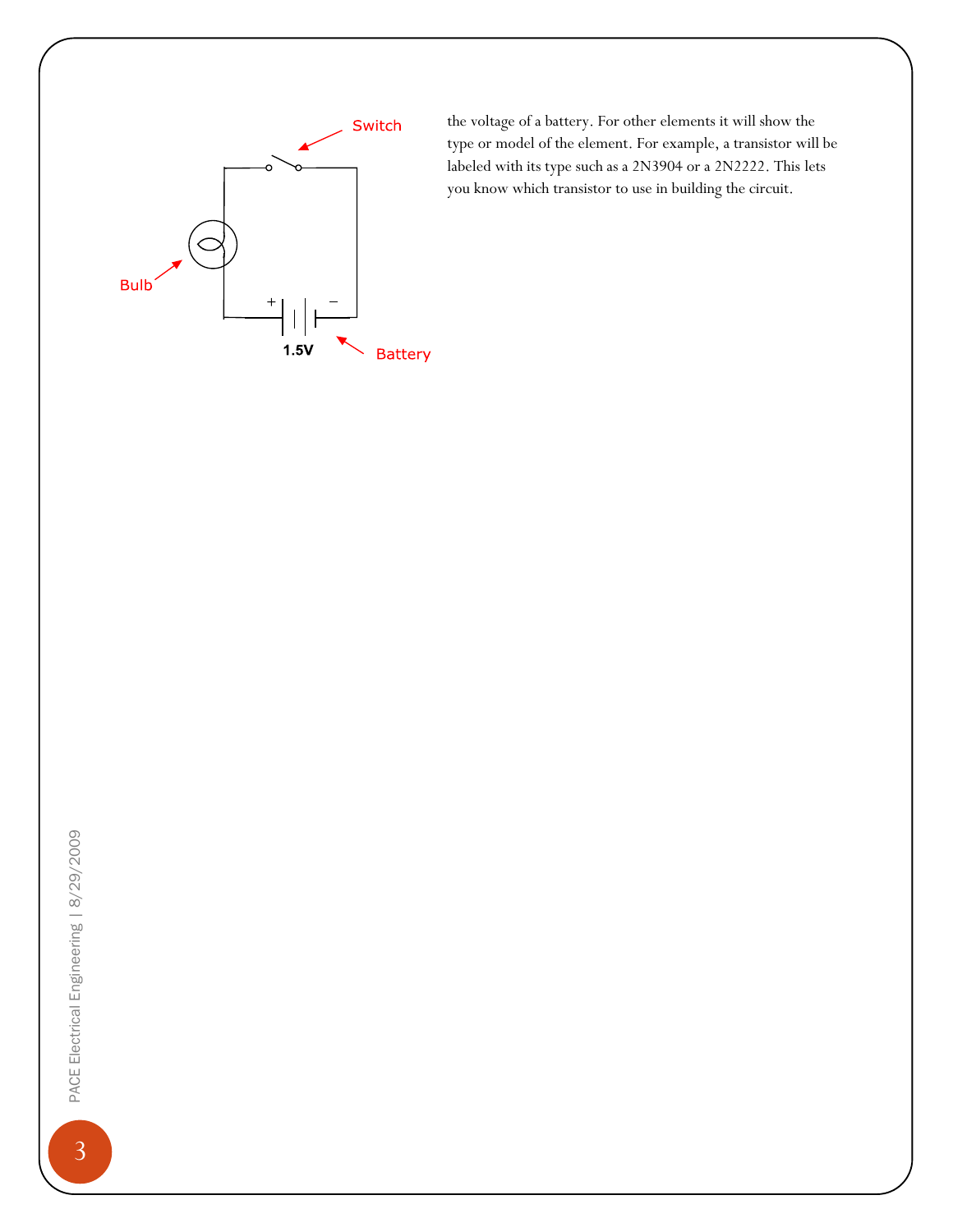Switch

Bulb

+ −

1.5V

Battery

the voltage of a battery. For other elements it will show the type or model of the element. For example, a transistor will be labeled with its type such as a 2N3904 or a 2N2222. This lets you know which transistor to use in building the circuit.